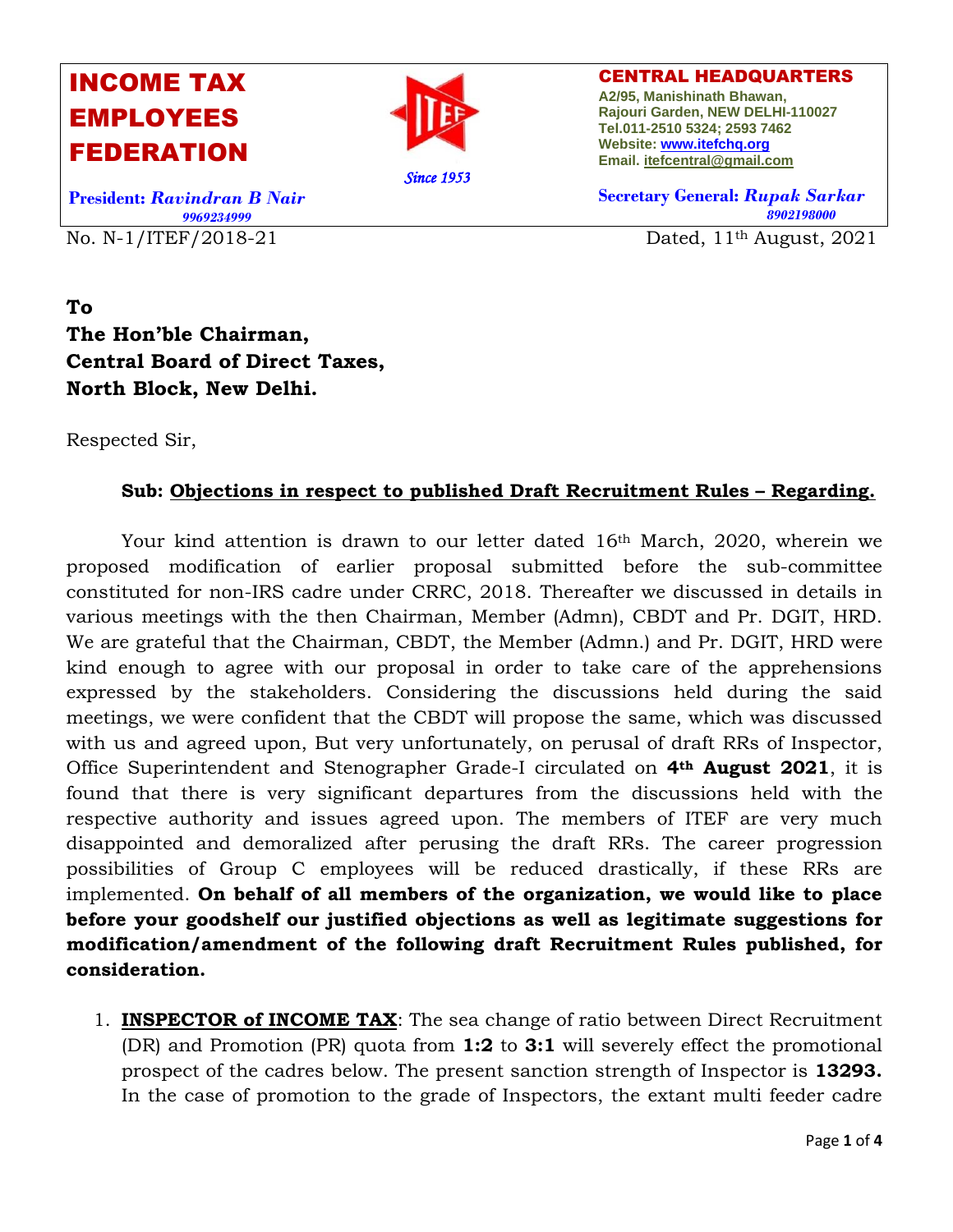# INCOME TAX EMPLOYEES FEDERATION

Since 1953

**CENTRAL HEADQUARTERS**
A2/95, Manishinath Bhawan,
Rajouri Garden, NEW DELHI-110027
Tel.011-2510 5324; 2593 7462
Website: www.itefchq.org
Email. itefcentral@gmail.com

**President:** ***Ravindran B Nair***
*9969234999*

**Secretary General:** ***Rupak Sarkar***
*8902198000*

No. N-1/ITEF/2018-21 Dated, 11th August, 2021

**To**
**The Hon'ble Chairman,**
**Central Board of Direct Taxes,**
**North Block, New Delhi.**

Respected Sir,

**Sub: Objections in respect to published Draft Recruitment Rules – Regarding.**

Your kind attention is drawn to our letter dated 16th March, 2020, wherein we proposed modification of earlier proposal submitted before the sub-committee constituted for non-IRS cadre under CRRC, 2018. Thereafter we discussed in details in various meetings with the then Chairman, Member (Admn), CBDT and Pr. DGIT, HRD. We are grateful that the Chairman, CBDT, the Member (Admn.) and Pr. DGIT, HRD were kind enough to agree with our proposal in order to take care of the apprehensions expressed by the stakeholders. Considering the discussions held during the said meetings, we were confident that the CBDT will propose the same, which was discussed with us and agreed upon, But very unfortunately, on perusal of draft RRs of Inspector, Office Superintendent and Stenographer Grade-I circulated on **4th August 2021**, it is found that there is very significant departures from the discussions held with the respective authority and issues agreed upon. The members of ITEF are very much disappointed and demoralized after perusing the draft RRs. The career progression possibilities of Group C employees will be reduced drastically, if these RRs are implemented. **On behalf of all members of the organization, we would like to place before your goodshelf our justified objections as well as legitimate suggestions for modification/amendment of the following draft Recruitment Rules published, for consideration.**

1. **INSPECTOR of INCOME TAX**: The sea change of ratio between Direct Recruitment (DR) and Promotion (PR) quota from **1:2** to **3:1** will severely effect the promotional prospect of the cadres below. The present sanction strength of Inspector is **13293.** In the case of promotion to the grade of Inspectors, the extant multi feeder cadre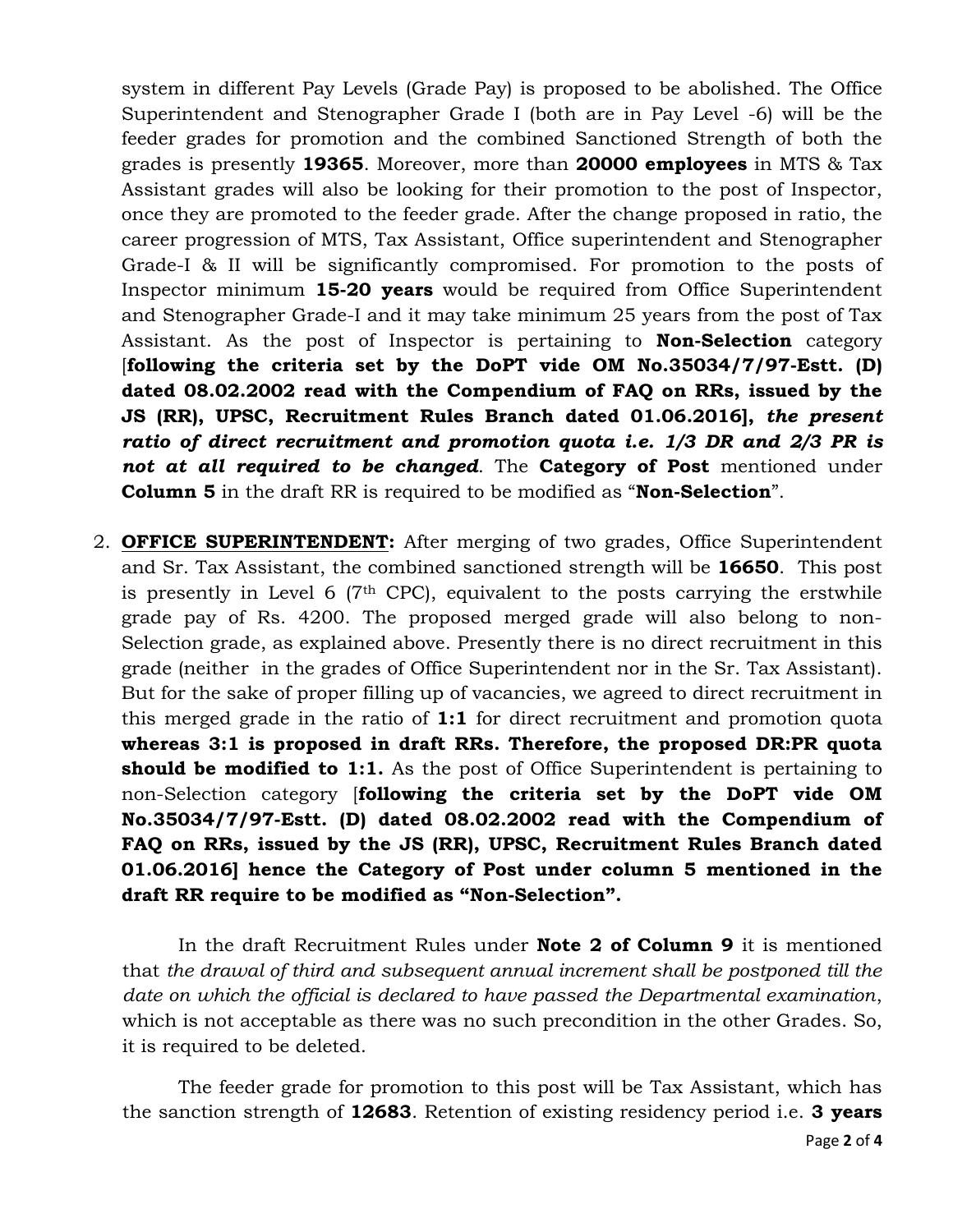system in different Pay Levels (Grade Pay) is proposed to be abolished. The Office Superintendent and Stenographer Grade I (both are in Pay Level -6) will be the feeder grades for promotion and the combined Sanctioned Strength of both the grades is presently **19365**. Moreover, more than **20000 employees** in MTS & Tax Assistant grades will also be looking for their promotion to the post of Inspector, once they are promoted to the feeder grade. After the change proposed in ratio, the career progression of MTS, Tax Assistant, Office superintendent and Stenographer Grade-I & II will be significantly compromised. For promotion to the posts of Inspector minimum **15-20 years** would be required from Office Superintendent and Stenographer Grade-I and it may take minimum 25 years from the post of Tax Assistant. As the post of Inspector is pertaining to **Non-Selection** category [**following the criteria set by the DoPT vide OM No.35034/7/97-Estt. (D) dated 08.02.2002 read with the Compendium of FAQ on RRs, issued by the JS (RR), UPSC, Recruitment Rules Branch dated 01.06.2016**], ***the present ratio of direct recruitment and promotion quota i.e. 1/3 DR and 2/3 PR is not at all required to be changed***. The **Category of Post** mentioned under **Column 5** in the draft RR is required to be modified as "**Non-Selection**".

2. **OFFICE SUPERINTENDENT:** After merging of two grades, Office Superintendent and Sr. Tax Assistant, the combined sanctioned strength will be **16650**. This post is presently in Level 6 (7th CPC), equivalent to the posts carrying the erstwhile grade pay of Rs. 4200. The proposed merged grade will also belong to non-Selection grade, as explained above. Presently there is no direct recruitment in this grade (neither in the grades of Office Superintendent nor in the Sr. Tax Assistant). But for the sake of proper filling up of vacancies, we agreed to direct recruitment in this merged grade in the ratio of **1:1** for direct recruitment and promotion quota **whereas 3:1 is proposed in draft RRs. Therefore, the proposed DR:PR quota should be modified to 1:1.** As the post of Office Superintendent is pertaining to non-Selection category [**following the criteria set by the DoPT vide OM No.35034/7/97-Estt. (D) dated 08.02.2002 read with the Compendium of FAQ on RRs, issued by the JS (RR), UPSC, Recruitment Rules Branch dated 01.06.2016] hence the Category of Post under column 5 mentioned in the draft RR require to be modified as "Non-Selection".**

   In the draft Recruitment Rules under **Note 2 of Column 9** it is mentioned that *the drawal of third and subsequent annual increment shall be postponed till the date on which the official is declared to have passed the Departmental examination*, which is not acceptable as there was no such precondition in the other Grades. So, it is required to be deleted.

   The feeder grade for promotion to this post will be Tax Assistant, which has the sanction strength of **12683**. Retention of existing residency period i.e. **3 years**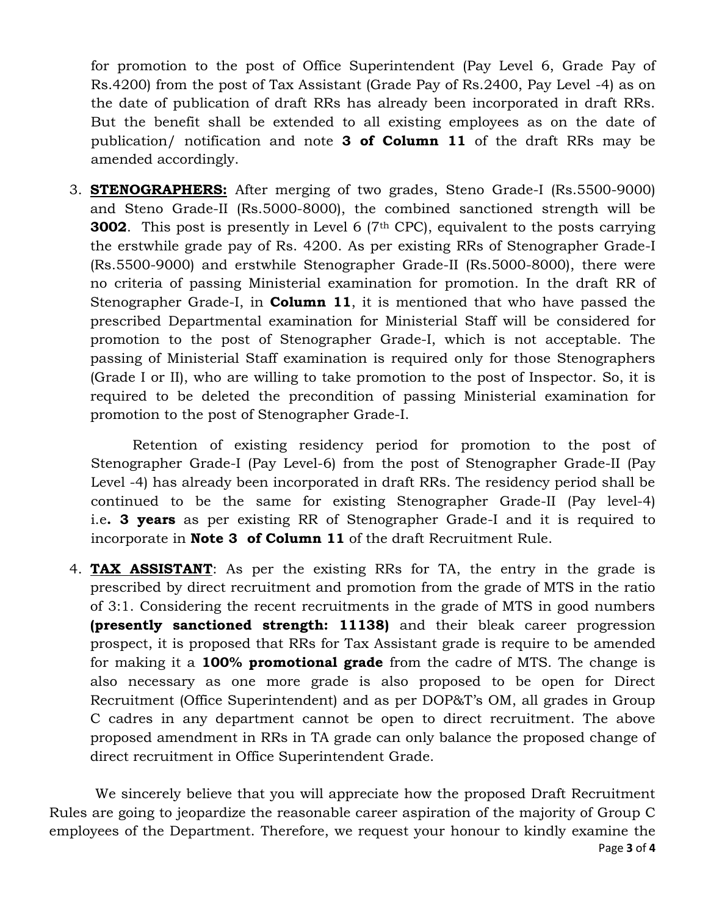for promotion to the post of Office Superintendent (Pay Level 6, Grade Pay of Rs.4200) from the post of Tax Assistant (Grade Pay of Rs.2400, Pay Level -4) as on the date of publication of draft RRs has already been incorporated in draft RRs. But the benefit shall be extended to all existing employees as on the date of publication/ notification and note **3 of Column 11** of the draft RRs may be amended accordingly.

3. **<u>STENOGRAPHERS:</u>** After merging of two grades, Steno Grade-I (Rs.5500-9000) and Steno Grade-II (Rs.5000-8000), the combined sanctioned strength will be **3002**. This post is presently in Level 6 (7th CPC), equivalent to the posts carrying the erstwhile grade pay of Rs. 4200. As per existing RRs of Stenographer Grade-I (Rs.5500-9000) and erstwhile Stenographer Grade-II (Rs.5000-8000), there were no criteria of passing Ministerial examination for promotion. In the draft RR of Stenographer Grade-I, in **Column 11**, it is mentioned that who have passed the prescribed Departmental examination for Ministerial Staff will be considered for promotion to the post of Stenographer Grade-I, which is not acceptable. The passing of Ministerial Staff examination is required only for those Stenographers (Grade I or II), who are willing to take promotion to the post of Inspector. So, it is required to be deleted the precondition of passing Ministerial examination for promotion to the post of Stenographer Grade-I.

   Retention of existing residency period for promotion to the post of Stenographer Grade-I (Pay Level-6) from the post of Stenographer Grade-II (Pay Level -4) has already been incorporated in draft RRs. The residency period shall be continued to be the same for existing Stenographer Grade-II (Pay level-4) i.e**. 3 years** as per existing RR of Stenographer Grade-I and it is required to incorporate in **Note 3 of Column 11** of the draft Recruitment Rule.

4. **<u>TAX ASSISTANT</u>**: As per the existing RRs for TA, the entry in the grade is prescribed by direct recruitment and promotion from the grade of MTS in the ratio of 3:1. Considering the recent recruitments in the grade of MTS in good numbers **(presently sanctioned strength: 11138)** and their bleak career progression prospect, it is proposed that RRs for Tax Assistant grade is require to be amended for making it a **100% promotional grade** from the cadre of MTS. The change is also necessary as one more grade is also proposed to be open for Direct Recruitment (Office Superintendent) and as per DOP&T's OM, all grades in Group C cadres in any department cannot be open to direct recruitment. The above proposed amendment in RRs in TA grade can only balance the proposed change of direct recruitment in Office Superintendent Grade.

We sincerely believe that you will appreciate how the proposed Draft Recruitment Rules are going to jeopardize the reasonable career aspiration of the majority of Group C employees of the Department. Therefore, we request your honour to kindly examine the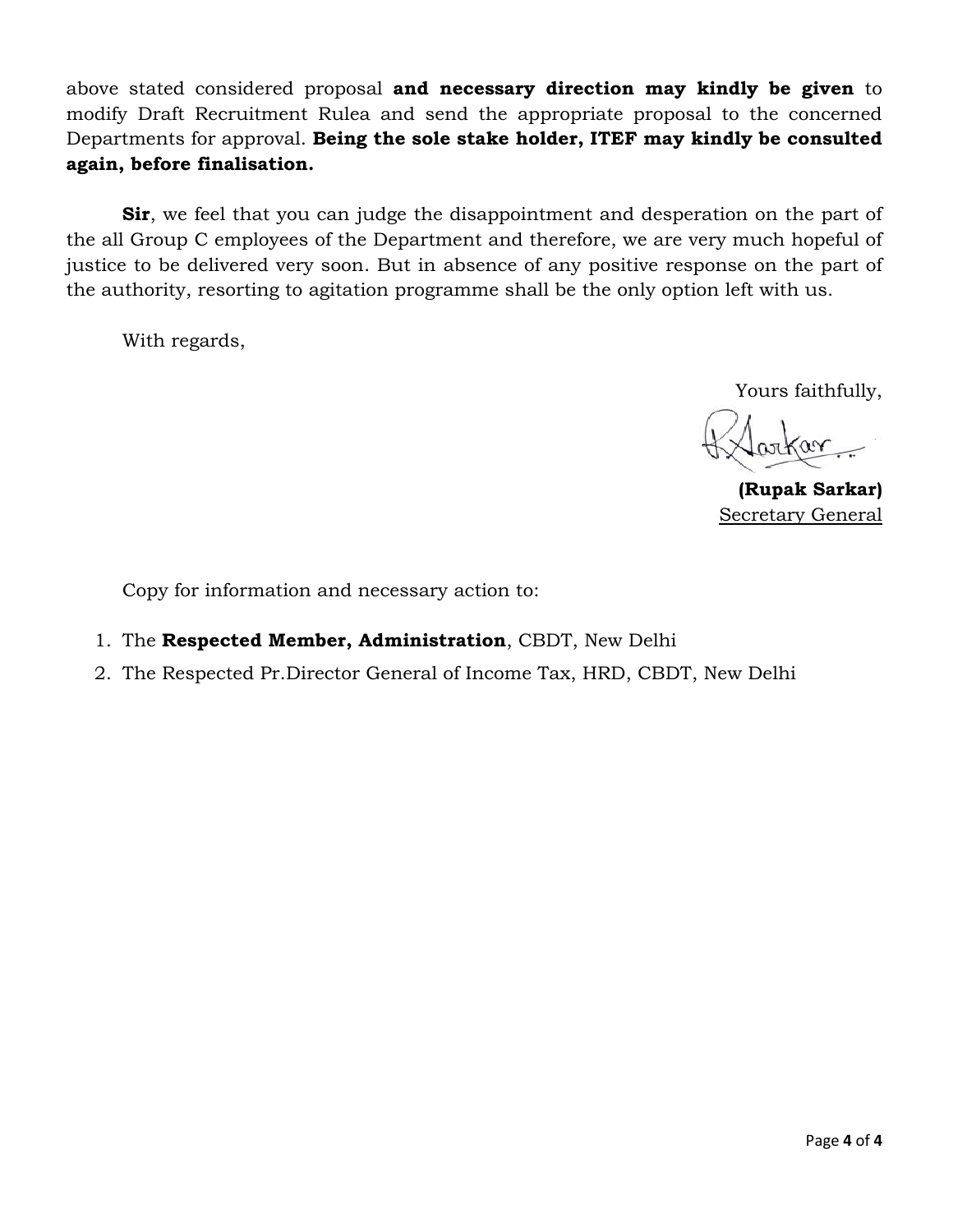above stated considered proposal **and necessary direction may kindly be given** to modify Draft Recruitment Rulea and send the appropriate proposal to the concerned Departments for approval. **Being the sole stake holder, ITEF may kindly be consulted again, before finalisation.**

**Sir**, we feel that you can judge the disappointment and desperation on the part of the all Group C employees of the Department and therefore, we are very much hopeful of justice to be delivered very soon. But in absence of any positive response on the part of the authority, resorting to agitation programme shall be the only option left with us.

With regards,

Yours faithfully,

**(Rupak Sarkar)**
Secretary General

Copy for information and necessary action to:

1. The **Respected Member, Administration**, CBDT, New Delhi
2. The Respected Pr.Director General of Income Tax, HRD, CBDT, New Delhi